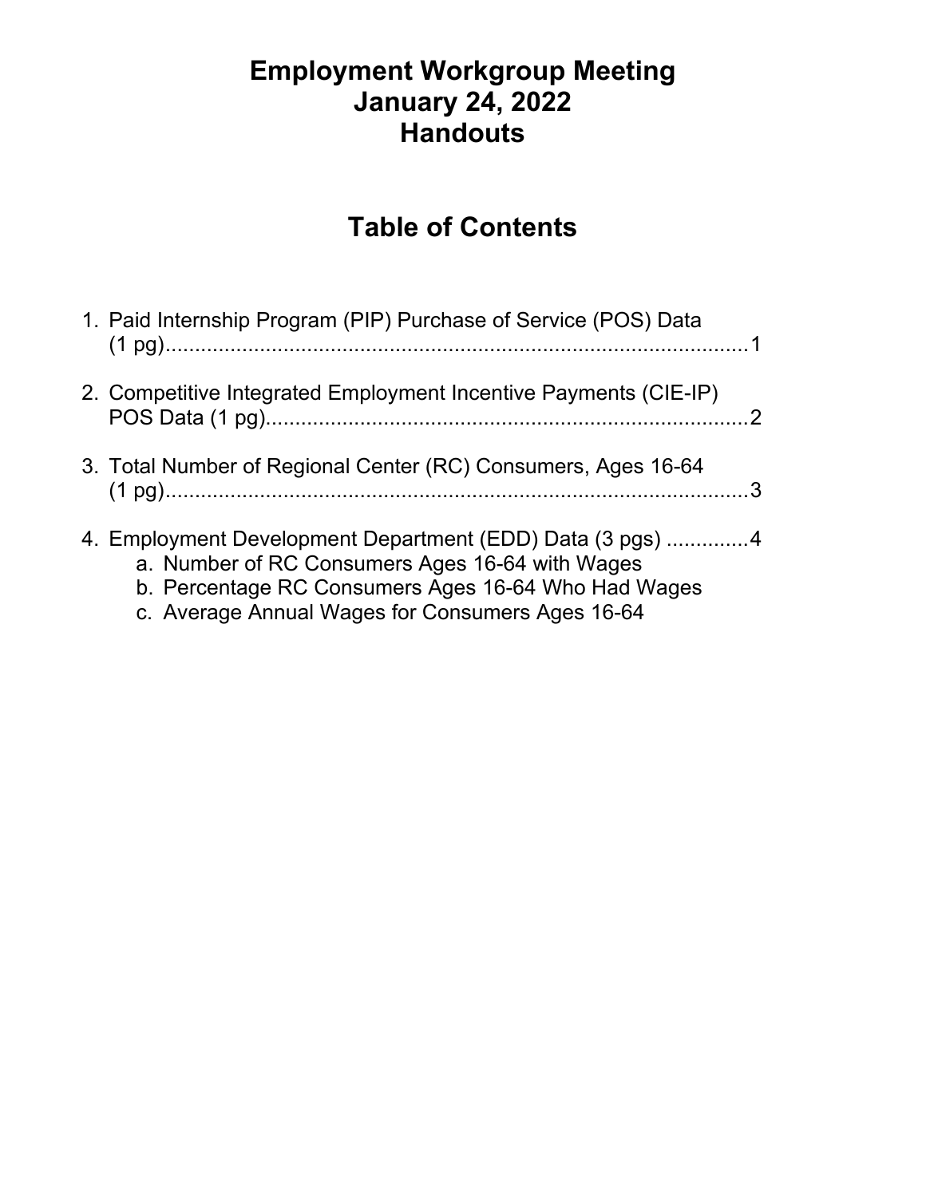# Employment Workgroup Meeting
# January 24, 2022
# Handouts

## Table of Contents

1. Paid Internship Program (PIP) Purchase of Service (POS) Data (1 pg).......................................................................................1

2. Competitive Integrated Employment Incentive Payments (CIE-IP) POS Data (1 pg).......................................................................2

3. Total Number of Regional Center (RC) Consumers, Ages 16-64 (1 pg).......................................................................................3

4. Employment Development Department (EDD) Data (3 pgs) ..............4
   a. Number of RC Consumers Ages 16-64 with Wages
   b. Percentage RC Consumers Ages 16-64 Who Had Wages
   c. Average Annual Wages for Consumers Ages 16-64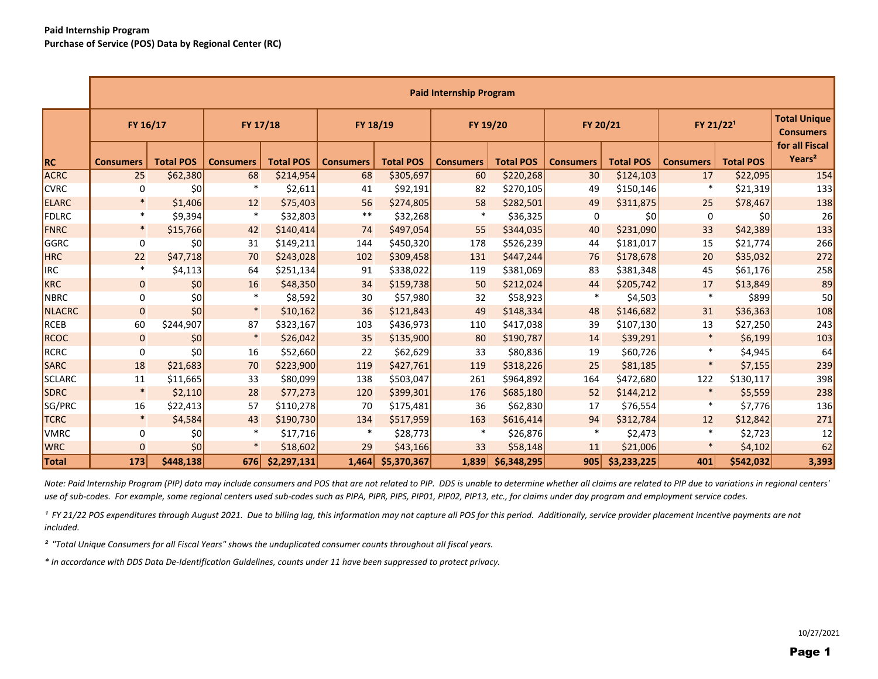**Paid Internship Program**
**Purchase of Service (POS) Data by Regional Center (RC)**

| RC | Paid Internship Program | | | | | | | | | | | | |
|---|---|---|---|---|---|---|---|---|---|---|---|---|---|
| | FY 16/17 | | FY 17/18 | | FY 18/19 | | FY 19/20 | | FY 20/21 | | FY 21/22[1] | | Total Unique Consumers for all Fiscal Years[2] |
| | Consumers | Total POS | Consumers | Total POS | Consumers | Total POS | Consumers | Total POS | Consumers | Total POS | Consumers | Total POS | |
| ACRC | 25 | $62,380 | 68 | $214,954 | 68 | $305,697 | 60 | $220,268 | 30 | $124,103 | 17 | $22,095 | 154 |
| CVRC | 0 | $0 | * | $2,611 | 41 | $92,191 | 82 | $270,105 | 49 | $150,146 | * | $21,319 | 133 |
| ELARC | * | $1,406 | 12 | $75,403 | 56 | $274,805 | 58 | $282,501 | 49 | $311,875 | 25 | $78,467 | 138 |
| FDLRC | * | $9,394 | * | $32,803 | ** | $32,268 | * | $36,325 | 0 | $0 | 0 | $0 | 26 |
| FNRC | * | $15,766 | 42 | $140,414 | 74 | $497,054 | 55 | $344,035 | 40 | $231,090 | 33 | $42,389 | 133 |
| GGRC | 0 | $0 | 31 | $149,211 | 144 | $450,320 | 178 | $526,239 | 44 | $181,017 | 15 | $21,774 | 266 |
| HRC | 22 | $47,718 | 70 | $243,028 | 102 | $309,458 | 131 | $447,244 | 76 | $178,678 | 20 | $35,032 | 272 |
| IRC | * | $4,113 | 64 | $251,134 | 91 | $338,022 | 119 | $381,069 | 83 | $381,348 | 45 | $61,176 | 258 |
| KRC | 0 | $0 | 16 | $48,350 | 34 | $159,738 | 50 | $212,024 | 44 | $205,742 | 17 | $13,849 | 89 |
| NBRC | 0 | $0 | * | $8,592 | 30 | $57,980 | 32 | $58,923 | * | $4,503 | * | $899 | 50 |
| NLACRC | 0 | $0 | * | $10,162 | 36 | $121,843 | 49 | $148,334 | 48 | $146,682 | 31 | $36,363 | 108 |
| RCEB | 60 | $244,907 | 87 | $323,167 | 103 | $436,973 | 110 | $417,038 | 39 | $107,130 | 13 | $27,250 | 243 |
| RCOC | 0 | $0 | * | $26,042 | 35 | $135,900 | 80 | $190,787 | 14 | $39,291 | * | $6,199 | 103 |
| RCRC | 0 | $0 | 16 | $52,660 | 22 | $62,629 | 33 | $80,836 | 19 | $60,726 | * | $4,945 | 64 |
| SARC | 18 | $21,683 | 70 | $223,900 | 119 | $427,761 | 119 | $318,226 | 25 | $81,185 | * | $7,155 | 239 |
| SCLARC | 11 | $11,665 | 33 | $80,099 | 138 | $503,047 | 261 | $964,892 | 164 | $472,680 | 122 | $130,117 | 398 |
| SDRC | * | $2,110 | 28 | $77,273 | 120 | $399,301 | 176 | $685,180 | 52 | $144,212 | * | $5,559 | 238 |
| SG/PRC | 16 | $22,413 | 57 | $110,278 | 70 | $175,481 | 36 | $62,830 | 17 | $76,554 | * | $7,776 | 136 |
| TCRC | * | $4,584 | 43 | $190,730 | 134 | $517,959 | 163 | $616,414 | 94 | $312,784 | 12 | $12,842 | 271 |
| VMRC | 0 | $0 | * | $17,716 | * | $28,773 | * | $26,876 | * | $2,473 | * | $2,723 | 12 |
| WRC | 0 | $0 | * | $18,602 | 29 | $43,166 | 33 | $58,148 | 11 | $21,006 | * | $4,102 | 62 |
| **Total** | **173** | **$448,138** | **676** | **$2,297,131** | **1,464** | **$5,370,367** | **1,839** | **$6,348,295** | **905** | **$3,233,225** | **401** | **$542,032** | **3,393** |

*Note: Paid Internship Program (PIP) data may include consumers and POS that are not related to PIP. DDS is unable to determine whether all claims are related to PIP due to variations in regional centers' use of sub-codes. For example, some regional centers used sub-codes such as PIPA, PIPR, PIPS, PIP01, PIP02, PIP13, etc., for claims under day program and employment service codes.*

*[1] FY 21/22 POS expenditures through August 2021. Due to billing lag, this information may not capture all POS for this period. Additionally, service provider placement incentive payments are not included.*

*[2] "Total Unique Consumers for all Fiscal Years" shows the unduplicated consumer counts throughout all fiscal years.*

*\* In accordance with DDS Data De-Identification Guidelines, counts under 11 have been suppressed to protect privacy.*

10/27/2021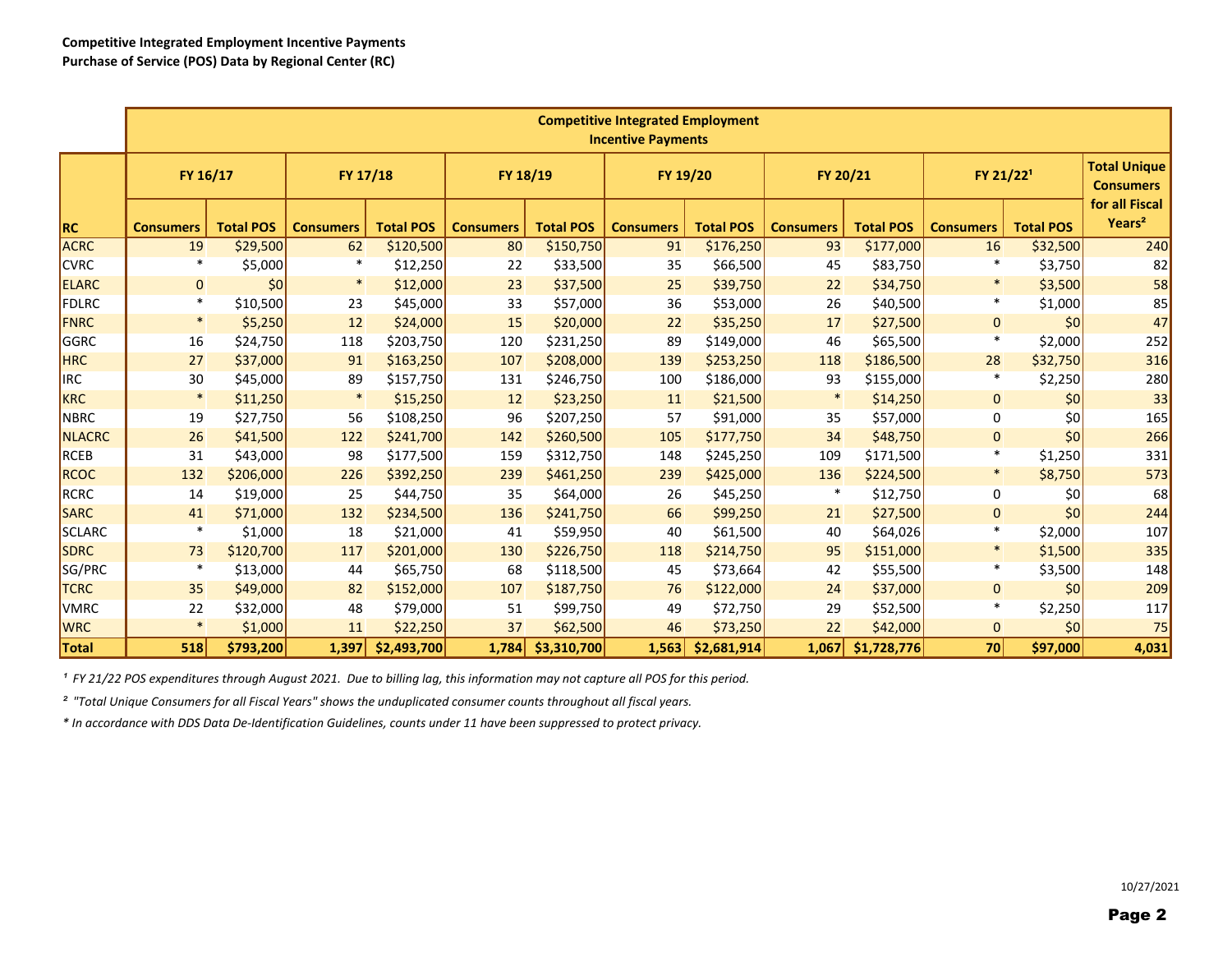**Competitive Integrated Employment Incentive Payments**
**Purchase of Service (POS) Data by Regional Center (RC)**

| | Competitive Integrated Employment Incentive Payments | | | | | | | | | | | | |
|---|---|---|---|---|---|---|---|---|---|---|---|---|---|
| | FY 16/17 | | FY 17/18 | | FY 18/19 | | FY 19/20 | | FY 20/21 | | FY 21/22[1] | | Total Unique Consumers for all Fiscal Years[2] |
| RC | Consumers | Total POS | Consumers | Total POS | Consumers | Total POS | Consumers | Total POS | Consumers | Total POS | Consumers | Total POS | |
| ACRC | 19 | $29,500 | 62 | $120,500 | 80 | $150,750 | 91 | $176,250 | 93 | $177,000 | 16 | $32,500 | 240 |
| CVRC | * | $5,000 | * | $12,250 | 22 | $33,500 | 35 | $66,500 | 45 | $83,750 | * | $3,750 | 82 |
| ELARC | 0 | $0 | * | $12,000 | 23 | $37,500 | 25 | $39,750 | 22 | $34,750 | * | $3,500 | 58 |
| FDLRC | * | $10,500 | 23 | $45,000 | 33 | $57,000 | 36 | $53,000 | 26 | $40,500 | * | $1,000 | 85 |
| FNRC | * | $5,250 | 12 | $24,000 | 15 | $20,000 | 22 | $35,250 | 17 | $27,500 | 0 | $0 | 47 |
| GGRC | 16 | $24,750 | 118 | $203,750 | 120 | $231,250 | 89 | $149,000 | 46 | $65,500 | * | $2,000 | 252 |
| HRC | 27 | $37,000 | 91 | $163,250 | 107 | $208,000 | 139 | $253,250 | 118 | $186,500 | 28 | $32,750 | 316 |
| IRC | 30 | $45,000 | 89 | $157,750 | 131 | $246,750 | 100 | $186,000 | 93 | $155,000 | * | $2,250 | 280 |
| KRC | * | $11,250 | * | $15,250 | 12 | $23,250 | 11 | $21,500 | * | $14,250 | 0 | $0 | 33 |
| NBRC | 19 | $27,750 | 56 | $108,250 | 96 | $207,250 | 57 | $91,000 | 35 | $57,000 | 0 | $0 | 165 |
| NLACRC | 26 | $41,500 | 122 | $241,700 | 142 | $260,500 | 105 | $177,750 | 34 | $48,750 | 0 | $0 | 266 |
| RCEB | 31 | $43,000 | 98 | $177,500 | 159 | $312,750 | 148 | $245,250 | 109 | $171,500 | * | $1,250 | 331 |
| RCOC | 132 | $206,000 | 226 | $392,250 | 239 | $461,250 | 239 | $425,000 | 136 | $224,500 | * | $8,750 | 573 |
| RCRC | 14 | $19,000 | 25 | $44,750 | 35 | $64,000 | 26 | $45,250 | * | $12,750 | 0 | $0 | 68 |
| SARC | 41 | $71,000 | 132 | $234,500 | 136 | $241,750 | 66 | $99,250 | 21 | $27,500 | 0 | $0 | 244 |
| SCLARC | * | $1,000 | 18 | $21,000 | 41 | $59,950 | 40 | $61,500 | 40 | $64,026 | * | $2,000 | 107 |
| SDRC | 73 | $120,700 | 117 | $201,000 | 130 | $226,750 | 118 | $214,750 | 95 | $151,000 | * | $1,500 | 335 |
| SG/PRC | * | $13,000 | 44 | $65,750 | 68 | $118,500 | 45 | $73,664 | 42 | $55,500 | * | $3,500 | 148 |
| TCRC | 35 | $49,000 | 82 | $152,000 | 107 | $187,750 | 76 | $122,000 | 24 | $37,000 | 0 | $0 | 209 |
| VMRC | 22 | $32,000 | 48 | $79,000 | 51 | $99,750 | 49 | $72,750 | 29 | $52,500 | * | $2,250 | 117 |
| WRC | * | $1,000 | 11 | $22,250 | 37 | $62,500 | 46 | $73,250 | 22 | $42,000 | 0 | $0 | 75 |
| **Total** | **518** | **$793,200** | **1,397** | **$2,493,700** | **1,784** | **$3,310,700** | **1,563** | **$2,681,914** | **1,067** | **$1,728,776** | **70** | **$97,000** | **4,031** |

*[1] FY 21/22 POS expenditures through August 2021. Due to billing lag, this information may not capture all POS for this period.*

*[2] "Total Unique Consumers for all Fiscal Years" shows the unduplicated consumer counts throughout all fiscal years.*

*\* In accordance with DDS Data De-Identification Guidelines, counts under 11 have been suppressed to protect privacy.*

10/27/2021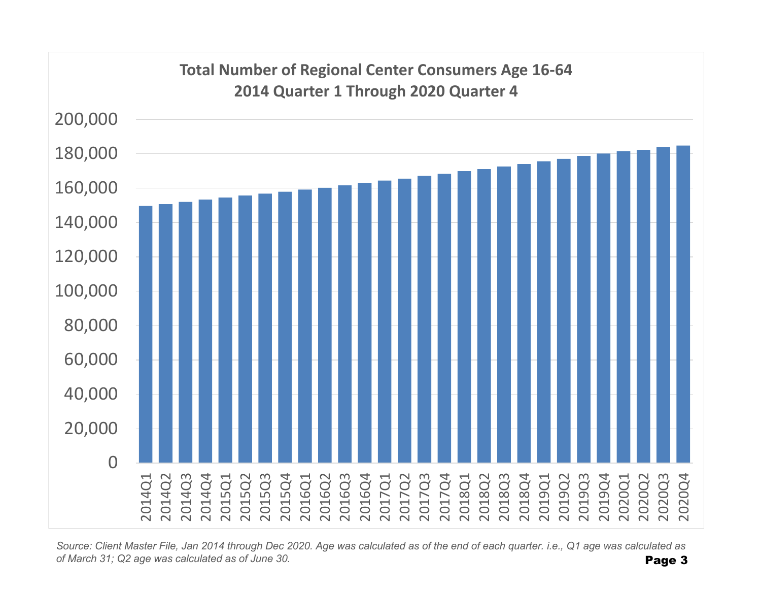**Total Number of Regional Center Consumers Age 16-64**
**2014 Quarter 1 Through 2020 Quarter 4**

*Source: Client Master File, Jan 2014 through Dec 2020. Age was calculated as of the end of each quarter. i.e., Q1 age was calculated as of March 31; Q2 age was calculated as of June 30.*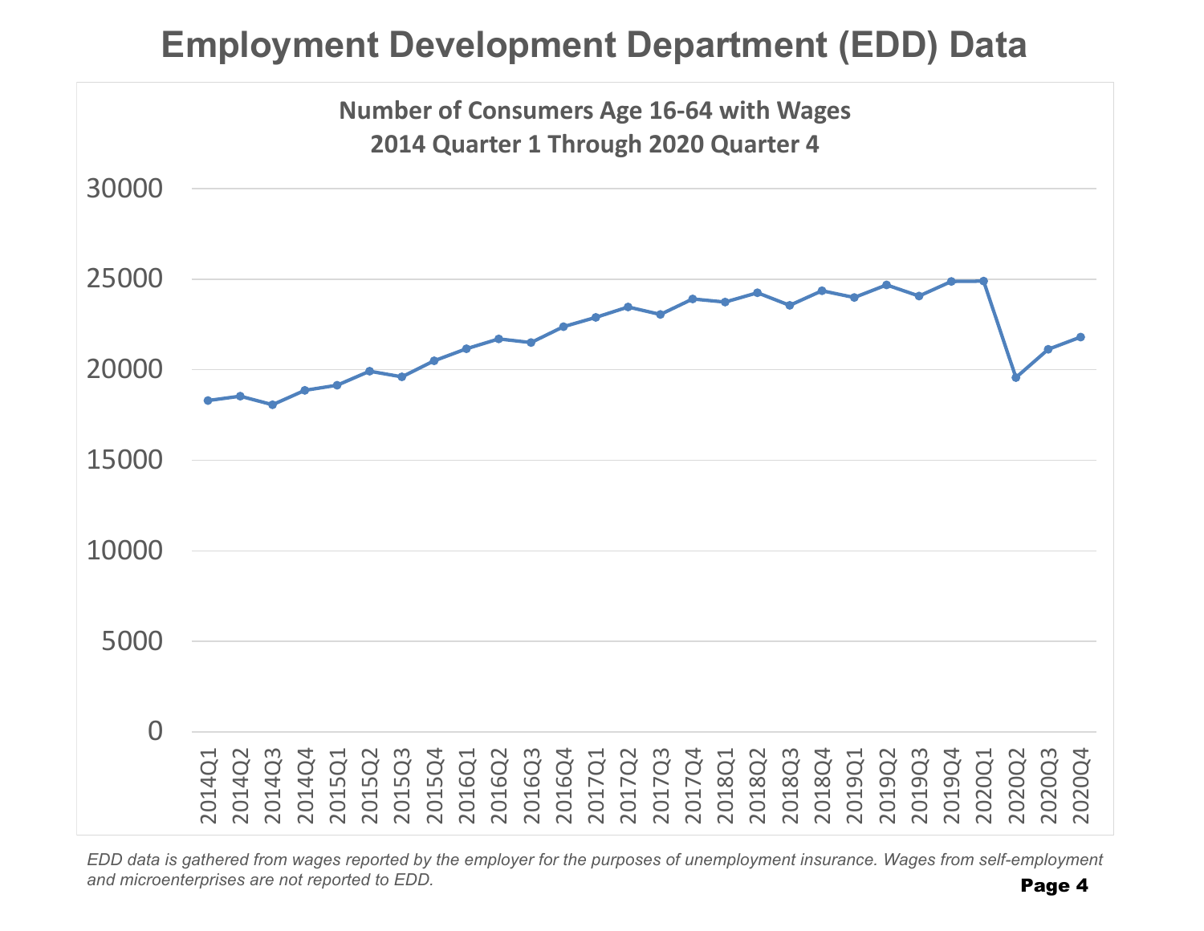# Employment Development Department (EDD) Data

**Number of Consumers Age 16-64 with Wages**
**2014 Quarter 1 Through 2020 Quarter 4**

*EDD data is gathered from wages reported by the employer for the purposes of unemployment insurance. Wages from self-employment and microenterprises are not reported to EDD.*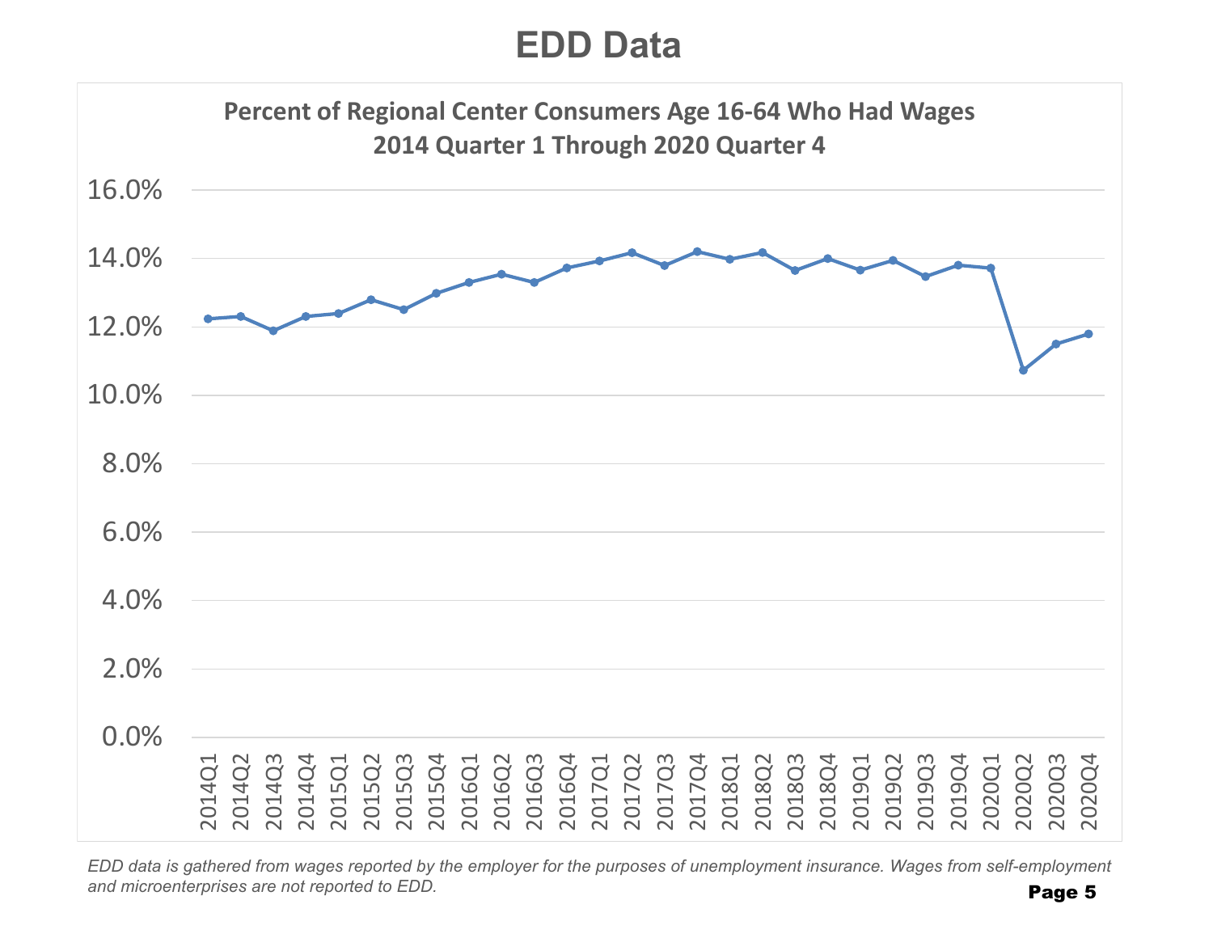# EDD Data

**Percent of Regional Center Consumers Age 16-64 Who Had Wages**
**2014 Quarter 1 Through 2020 Quarter 4**

*EDD data is gathered from wages reported by the employer for the purposes of unemployment insurance. Wages from self-employment and microenterprises are not reported to EDD.*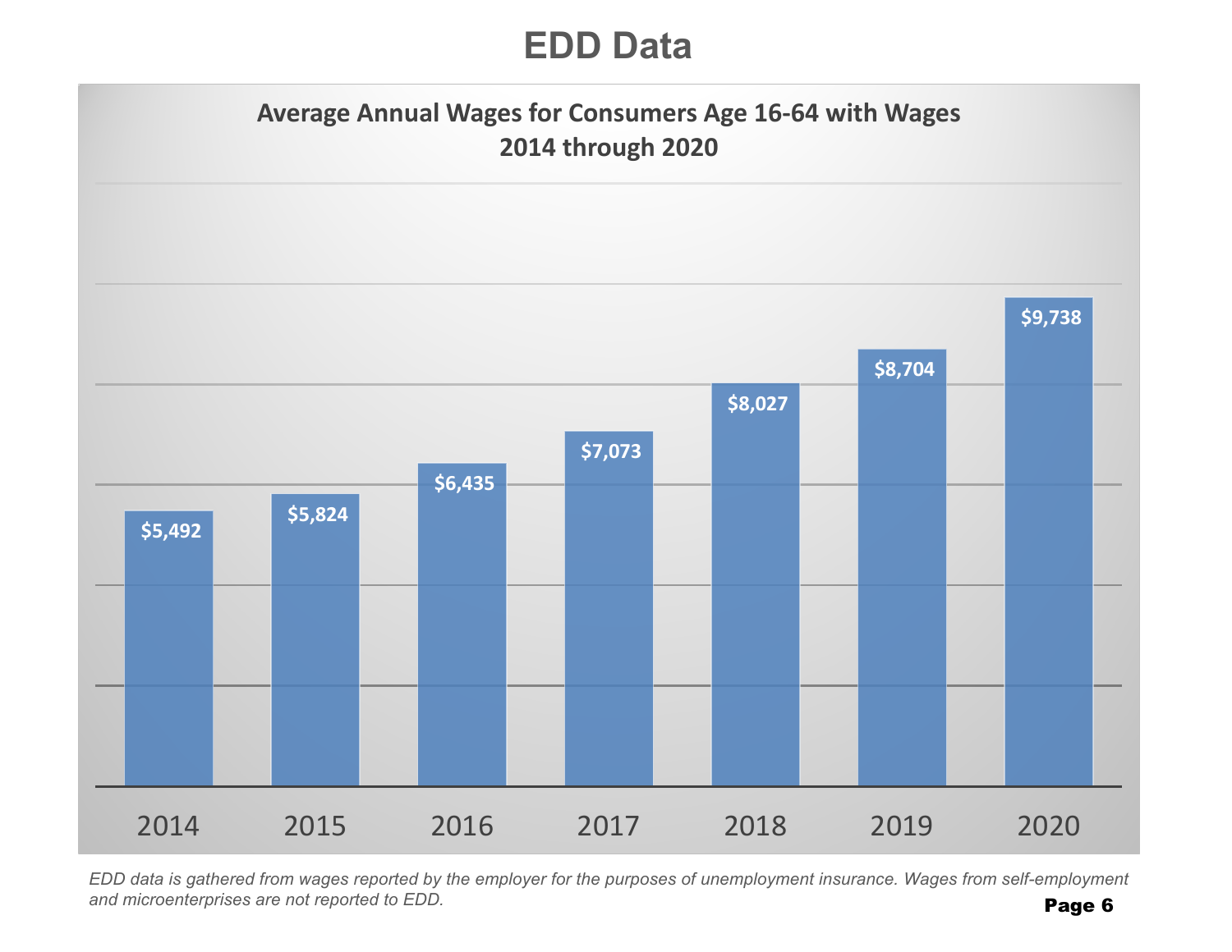# EDD Data

Average Annual Wages for Consumers Age 16-64 with Wages
2014 through 2020

$5,492
$5,824
$6,435
$7,073
$8,027
$8,704
$9,738

2014
2015
2016
2017
2018
2019
2020

*EDD data is gathered from wages reported by the employer for the purposes of unemployment insurance. Wages from self-employment and microenterprises are not reported to EDD.*